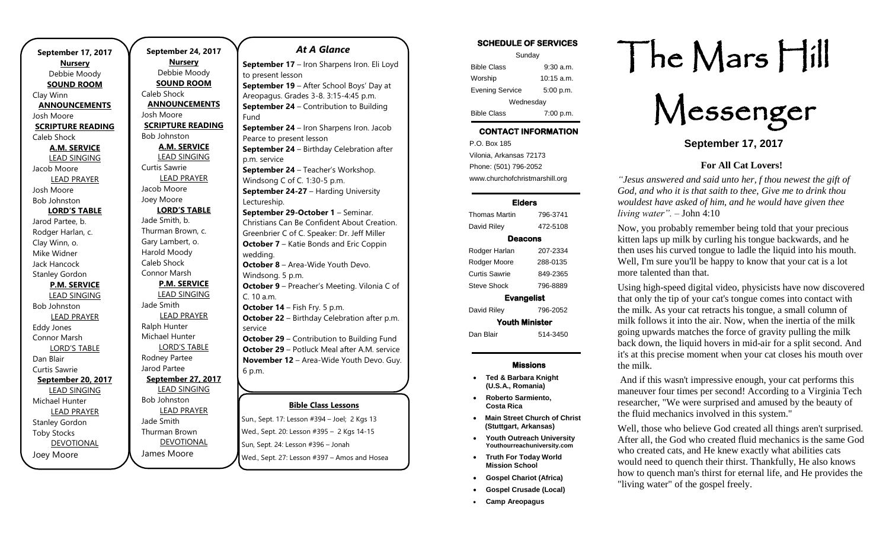**September 17, 2017**

**Nursery**
Debbie Moody

**SOUND ROOM**
Clay Winn

**ANNOUNCEMENTS**
Josh Moore

**SCRIPTURE READING**
Caleb Shock

**A.M. SERVICE**

LEAD SINGING
Jacob Moore

LEAD PRAYER
Josh Moore
Bob Johnston

**LORD'S TABLE**
Jarod Partee, b.
Rodger Harlan, c.
Clay Winn, o.
Mike Widner
Jack Hancock
Stanley Gordon

**P.M. SERVICE**

LEAD SINGING
Bob Johnston

LEAD PRAYER
Eddy Jones
Connor Marsh

LORD'S TABLE
Dan Blair
Curtis Sawrie

**September 20, 2017**

LEAD SINGING
Michael Hunter

LEAD PRAYER
Stanley Gordon
Toby Stocks

DEVOTIONAL
Joey Moore

**September 24, 2017**

**Nursery**
Debbie Moody

**SOUND ROOM**
Caleb Shock

**ANNOUNCEMENTS**
Josh Moore

**SCRIPTURE READING**
Bob Johnston

**A.M. SERVICE**

LEAD SINGING
Curtis Sawrie

LEAD PRAYER
Jacob Moore
Joey Moore

**LORD'S TABLE**
Jade Smith, b.
Thurman Brown, c.
Gary Lambert, o.
Harold Moody
Caleb Shock
Connor Marsh

**P.M. SERVICE**

LEAD SINGING
Jade Smith

LEAD PRAYER
Ralph Hunter
Michael Hunter

LORD'S TABLE
Rodney Partee
Jarod Partee

**September 27, 2017**

LEAD SINGING
Bob Johnston

LEAD PRAYER
Jade Smith
Thurman Brown

DEVOTIONAL
James Moore

## *At A Glance*

**September 17** – Iron Sharpens Iron. Eli Loyd to present lesson
**September 19** – After School Boys' Day at Areopagus. Grades 3-8. 3:15-4:45 p.m.
**September 24** – Contribution to Building Fund
**September 24** – Iron Sharpens Iron. Jacob Pearce to present lesson
**September 24** – Birthday Celebration after p.m. service
**September 24** – Teacher's Workshop. Windsong C of C. 1:30-5 p.m.
**September 24-27** – Harding University Lectureship.
**September 29-October 1** – Seminar. Christians Can Be Confident About Creation. Greenbrier C of C. Speaker: Dr. Jeff Miller
**October 7** – Katie Bonds and Eric Coppin wedding.
**October 8** – Area-Wide Youth Devo. Windsong. 5 p.m.
**October 9** – Preacher's Meeting. Vilonia C of C. 10 a.m.
**October 14** – Fish Fry. 5 p.m.
**October 22** – Birthday Celebration after p.m. service
**October 29** – Contribution to Building Fund
**October 29** – Potluck Meal after A.M. service
**November 12** – Area-Wide Youth Devo. Guy. 6 p.m.

**Bible Class Lessons**

Sun., Sept. 17: Lesson #394 – Joel; 2 Kgs 13
Wed., Sept. 20: Lesson #395 – 2 Kgs 14-15
Sun, Sept. 24: Lesson #396 – Jonah
Wed., Sept. 27: Lesson #397 – Amos and Hosea

**SCHEDULE OF SERVICES**

Sunday

| | |
|---|---|
| Bible Class | 9:30 a.m. |
| Worship | 10:15 a.m. |
| Evening Service | 5:00 p.m. |

Wednesday

| | |
|---|---|
| Bible Class | 7:00 p.m. |

**CONTACT INFORMATION**

P.O. Box 185
Vilonia, Arkansas 72173
Phone: (501) 796-2052
www.churchofchristmarshill.org

**Elders**

| | |
|---|---|
| Thomas Martin | 796-3741 |
| David Riley | 472-5108 |

**Deacons**

| | |
|---|---|
| Rodger Harlan | 207-2334 |
| Rodger Moore | 288-0135 |
| Curtis Sawrie | 849-2365 |
| Steve Shock | 796-8889 |

**Evangelist**

| | |
|---|---|
| David Riley | 796-2052 |

**Youth Minister**

| | |
|---|---|
| Dan Blair | 514-3450 |

**Missions**

- **Ted & Barbara Knight (U.S.A., Romania)**
- **Roberto Sarmiento, Costa Rica**
- **Main Street Church of Christ (Stuttgart, Arkansas)**
- **Youth Outreach University** Youthourreachuniversity.com
- **Truth For Today World Mission School**
- **Gospel Chariot (Africa)**
- **Gospel Crusade (Local)**
- **Camp Areopagus**

# The Mars Hill Messenger

**September 17, 2017**

### For All Cat Lovers!

*"Jesus answered and said unto her, f thou newest the gift of God, and who it is that saith to thee, Give me to drink thou wouldest have asked of him, and he would have given thee living water". –* John 4:10

Now, you probably remember being told that your precious kitten laps up milk by curling his tongue backwards, and he then uses his curved tongue to ladle the liquid into his mouth. Well, I'm sure you'll be happy to know that your cat is a lot more talented than that.

Using high-speed digital video, physicists have now discovered that only the tip of your cat's tongue comes into contact with the milk. As your cat retracts his tongue, a small column of milk follows it into the air. Now, when the inertia of the milk going upwards matches the force of gravity pulling the milk back down, the liquid hovers in mid-air for a split second. And it's at this precise moment when your cat closes his mouth over the milk.

And if this wasn't impressive enough, your cat performs this maneuver four times per second! According to a Virginia Tech researcher, "We were surprised and amused by the beauty of the fluid mechanics involved in this system."

Well, those who believe God created all things aren't surprised. After all, the God who created fluid mechanics is the same God who created cats, and He knew exactly what abilities cats would need to quench their thirst. Thankfully, He also knows how to quench man's thirst for eternal life, and He provides the "living water" of the gospel freely.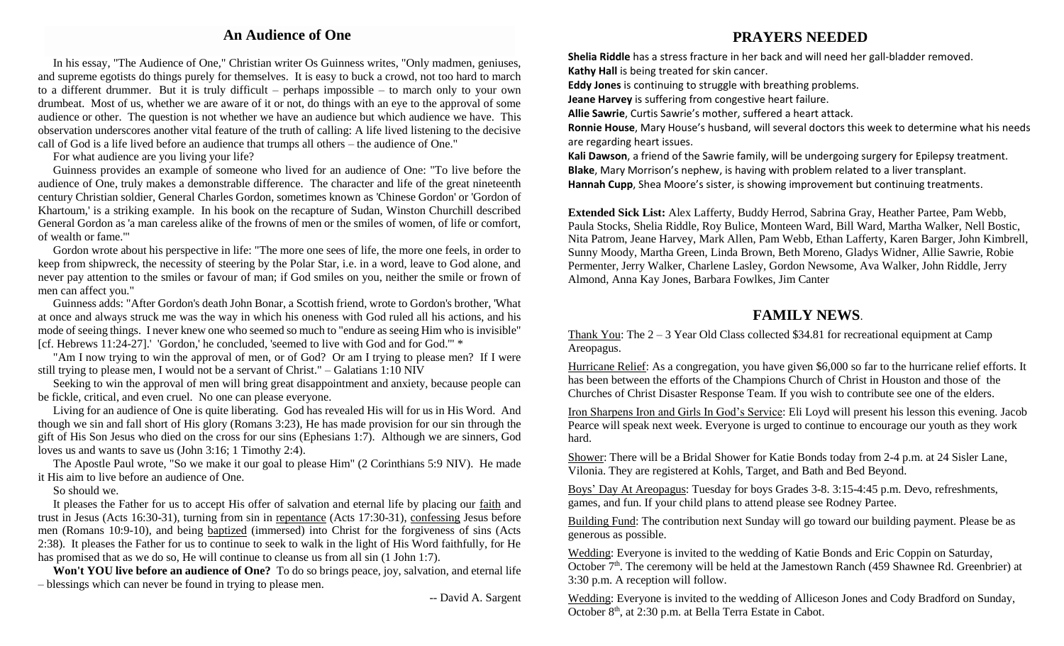## An Audience of One

In his essay, "The Audience of One," Christian writer Os Guinness writes, "Only madmen, geniuses, and supreme egotists do things purely for themselves. It is easy to buck a crowd, not too hard to march to a different drummer. But it is truly difficult – perhaps impossible – to march only to your own drumbeat. Most of us, whether we are aware of it or not, do things with an eye to the approval of some audience or other. The question is not whether we have an audience but which audience we have. This observation underscores another vital feature of the truth of calling: A life lived listening to the decisive call of God is a life lived before an audience that trumps all others – the audience of One."

For what audience are you living your life?

Guinness provides an example of someone who lived for an audience of One: "To live before the audience of One, truly makes a demonstrable difference. The character and life of the great nineteenth century Christian soldier, General Charles Gordon, sometimes known as 'Chinese Gordon' or 'Gordon of Khartoum,' is a striking example. In his book on the recapture of Sudan, Winston Churchill described General Gordon as 'a man careless alike of the frowns of men or the smiles of women, of life or comfort, of wealth or fame.'"

Gordon wrote about his perspective in life: "The more one sees of life, the more one feels, in order to keep from shipwreck, the necessity of steering by the Polar Star, i.e. in a word, leave to God alone, and never pay attention to the smiles or favour of man; if God smiles on you, neither the smile or frown of men can affect you."

Guinness adds: "After Gordon's death John Bonar, a Scottish friend, wrote to Gordon's brother, 'What at once and always struck me was the way in which his oneness with God ruled all his actions, and his mode of seeing things. I never knew one who seemed so much to "endure as seeing Him who is invisible" [cf. Hebrews 11:24-27].' 'Gordon,' he concluded, 'seemed to live with God and for God.'" *

"Am I now trying to win the approval of men, or of God? Or am I trying to please men? If I were still trying to please men, I would not be a servant of Christ." – Galatians 1:10 NIV

Seeking to win the approval of men will bring great disappointment and anxiety, because people can be fickle, critical, and even cruel. No one can please everyone.

Living for an audience of One is quite liberating. God has revealed His will for us in His Word. And though we sin and fall short of His glory (Romans 3:23), He has made provision for our sin through the gift of His Son Jesus who died on the cross for our sins (Ephesians 1:7). Although we are sinners, God loves us and wants to save us (John 3:16; 1 Timothy 2:4).

The Apostle Paul wrote, "So we make it our goal to please Him" (2 Corinthians 5:9 NIV). He made it His aim to live before an audience of One.

So should we.

It pleases the Father for us to accept His offer of salvation and eternal life by placing our faith and trust in Jesus (Acts 16:30-31), turning from sin in repentance (Acts 17:30-31), confessing Jesus before men (Romans 10:9-10), and being baptized (immersed) into Christ for the forgiveness of sins (Acts 2:38). It pleases the Father for us to continue to seek to walk in the light of His Word faithfully, for He has promised that as we do so, He will continue to cleanse us from all sin (1 John 1:7).

**Won't YOU live before an audience of One?** To do so brings peace, joy, salvation, and eternal life – blessings which can never be found in trying to please men.

-- David A. Sargent

## PRAYERS NEEDED

**Shelia Riddle** has a stress fracture in her back and will need her gall-bladder removed.
**Kathy Hall** is being treated for skin cancer.
**Eddy Jones** is continuing to struggle with breathing problems.
**Jeane Harvey** is suffering from congestive heart failure.
**Allie Sawrie**, Curtis Sawrie's mother, suffered a heart attack.
**Ronnie House**, Mary House's husband, will several doctors this week to determine what his needs are regarding heart issues.
**Kali Dawson**, a friend of the Sawrie family, will be undergoing surgery for Epilepsy treatment.
**Blake**, Mary Morrison's nephew, is having with problem related to a liver transplant.
**Hannah Cupp**, Shea Moore's sister, is showing improvement but continuing treatments.

**Extended Sick List:** Alex Lafferty, Buddy Herrod, Sabrina Gray, Heather Partee, Pam Webb, Paula Stocks, Shelia Riddle, Roy Bulice, Monteen Ward, Bill Ward, Martha Walker, Nell Bostic, Nita Patrom, Jeane Harvey, Mark Allen, Pam Webb, Ethan Lafferty, Karen Barger, John Kimbrell, Sunny Moody, Martha Green, Linda Brown, Beth Moreno, Gladys Widner, Allie Sawrie, Robie Permenter, Jerry Walker, Charlene Lasley, Gordon Newsome, Ava Walker, John Riddle, Jerry Almond, Anna Kay Jones, Barbara Fowlkes, Jim Canter

## FAMILY NEWS.

Thank You: The 2 – 3 Year Old Class collected $34.81 for recreational equipment at Camp Areopagus.

Hurricane Relief: As a congregation, you have given $6,000 so far to the hurricane relief efforts. It has been between the efforts of the Champions Church of Christ in Houston and those of the Churches of Christ Disaster Response Team. If you wish to contribute see one of the elders.

Iron Sharpens Iron and Girls In God's Service: Eli Loyd will present his lesson this evening. Jacob Pearce will speak next week. Everyone is urged to continue to encourage our youth as they work hard.

Shower: There will be a Bridal Shower for Katie Bonds today from 2-4 p.m. at 24 Sisler Lane, Vilonia. They are registered at Kohls, Target, and Bath and Bed Beyond.

Boys' Day At Areopagus: Tuesday for boys Grades 3-8. 3:15-4:45 p.m. Devo, refreshments, games, and fun. If your child plans to attend please see Rodney Partee.

Building Fund: The contribution next Sunday will go toward our building payment. Please be as generous as possible.

Wedding: Everyone is invited to the wedding of Katie Bonds and Eric Coppin on Saturday, October 7th. The ceremony will be held at the Jamestown Ranch (459 Shawnee Rd. Greenbrier) at 3:30 p.m. A reception will follow.

Wedding: Everyone is invited to the wedding of Alliceson Jones and Cody Bradford on Sunday, October 8th, at 2:30 p.m. at Bella Terra Estate in Cabot.